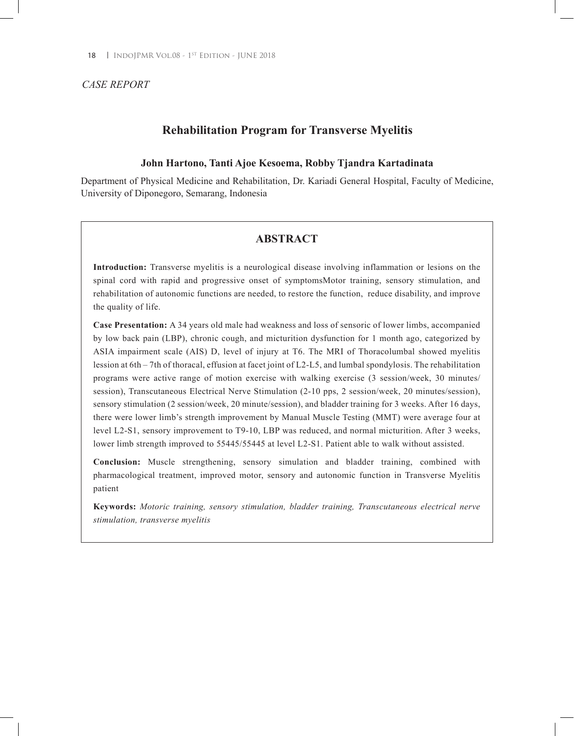*CASE REPORT*

# Rehabilitation Program for Transverse Myelitis

**John Hartono, Tanti Ajoe Kesoema, Robby Tjandra Kartadinata**

Department of Physical Medicine and Rehabilitation, Dr. Kariadi General Hospital, Faculty of Medicine, University of Diponegoro, Semarang, Indonesia

## ABSTRACT

**Introduction:** Transverse myelitis is a neurological disease involving inflammation or lesions on the spinal cord with rapid and progressive onset of symptomsMotor training, sensory stimulation, and rehabilitation of autonomic functions are needed, to restore the function, reduce disability, and improve the quality of life.

**Case Presentation:** A 34 years old male had weakness and loss of sensoric of lower limbs, accompanied by low back pain (LBP), chronic cough, and micturition dysfunction for 1 month ago, categorized by ASIA impairment scale (AIS) D, level of injury at T6. The MRI of Thoracolumbal showed myelitis lession at 6th – 7th of thoracal, effusion at facet joint of L2-L5, and lumbal spondylosis. The rehabilitation programs were active range of motion exercise with walking exercise (3 session/week, 30 minutes/ session), Transcutaneous Electrical Nerve Stimulation (2-10 pps, 2 session/week, 20 minutes/session), sensory stimulation (2 session/week, 20 minute/session), and bladder training for 3 weeks. After 16 days, there were lower limb's strength improvement by Manual Muscle Testing (MMT) were average four at level L2-S1, sensory improvement to T9-10, LBP was reduced, and normal micturition. After 3 weeks, lower limb strength improved to 55445/55445 at level L2-S1. Patient able to walk without assisted.

**Conclusion:** Muscle strengthening, sensory simulation and bladder training, combined with pharmacological treatment, improved motor, sensory and autonomic function in Transverse Myelitis patient

**Keywords:** *Motoric training, sensory stimulation, bladder training, Transcutaneous electrical nerve stimulation, transverse myelitis*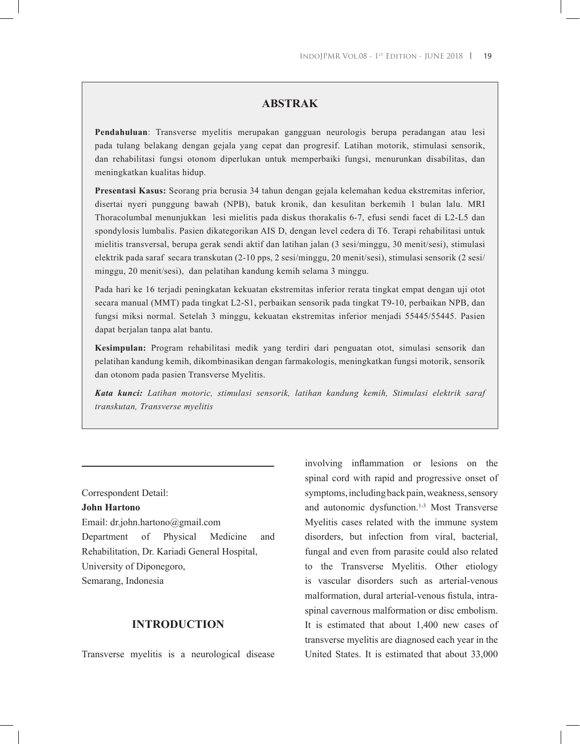## ABSTRAK

**Pendahuluan**: Transverse myelitis merupakan gangguan neurologis berupa peradangan atau lesi pada tulang belakang dengan gejala yang cepat dan progresif. Latihan motorik, stimulasi sensorik, dan rehabilitasi fungsi otonom diperlukan untuk memperbaiki fungsi, menurunkan disabilitas, dan meningkatkan kualitas hidup.

**Presentasi Kasus:** Seorang pria berusia 34 tahun dengan gejala kelemahan kedua ekstremitas inferior, disertai nyeri punggung bawah (NPB), batuk kronik, dan kesulitan berkemih 1 bulan lalu. MRI Thoracolumbal menunjukkan lesi mielitis pada diskus thorakalis 6-7, efusi sendi facet di L2-L5 dan spondylosis lumbalis. Pasien dikategorikan AIS D, dengan level cedera di T6. Terapi rehabilitasi untuk mielitis transversal, berupa gerak sendi aktif dan latihan jalan (3 sesi/minggu, 30 menit/sesi), stimulasi elektrik pada saraf secara transkutan (2-10 pps, 2 sesi/minggu, 20 menit/sesi), stimulasi sensorik (2 sesi/minggu, 20 menit/sesi), dan pelatihan kandung kemih selama 3 minggu.

Pada hari ke 16 terjadi peningkatan kekuatan ekstremitas inferior rerata tingkat empat dengan uji otot secara manual (MMT) pada tingkat L2-S1, perbaikan sensorik pada tingkat T9-10, perbaikan NPB, dan fungsi miksi normal. Setelah 3 minggu, kekuatan ekstremitas inferior menjadi 55445/55445. Pasien dapat berjalan tanpa alat bantu.

**Kesimpulan:** Program rehabilitasi medik yang terdiri dari penguatan otot, simulasi sensorik dan pelatihan kandung kemih, dikombinasikan dengan farmakologis, meningkatkan fungsi motorik, sensorik dan otonom pada pasien Transverse Myelitis.

***Kata kunci:*** *Latihan motoric, stimulasi sensorik, latihan kandung kemih, Stimulasi elektrik saraf transkutan, Transverse myelitis*

---

Correspondent Detail:
**John Hartono**
Email: dr.john.hartono@gmail.com
Department of Physical Medicine and Rehabilitation, Dr. Kariadi General Hospital, University of Diponegoro, Semarang, Indonesia

## INTRODUCTION

Transverse myelitis is a neurological disease involving inflammation or lesions on the spinal cord with rapid and progressive onset of symptoms, including back pain, weakness, sensory and autonomic dysfunction.[1-3] Most Transverse Myelitis cases related with the immune system disorders, but infection from viral, bacterial, fungal and even from parasite could also related to the Transverse Myelitis. Other etiology is vascular disorders such as arterial-venous malformation, dural arterial-venous fistula, intra-spinal cavernous malformation or disc embolism. It is estimated that about 1,400 new cases of transverse myelitis are diagnosed each year in the United States. It is estimated that about 33,000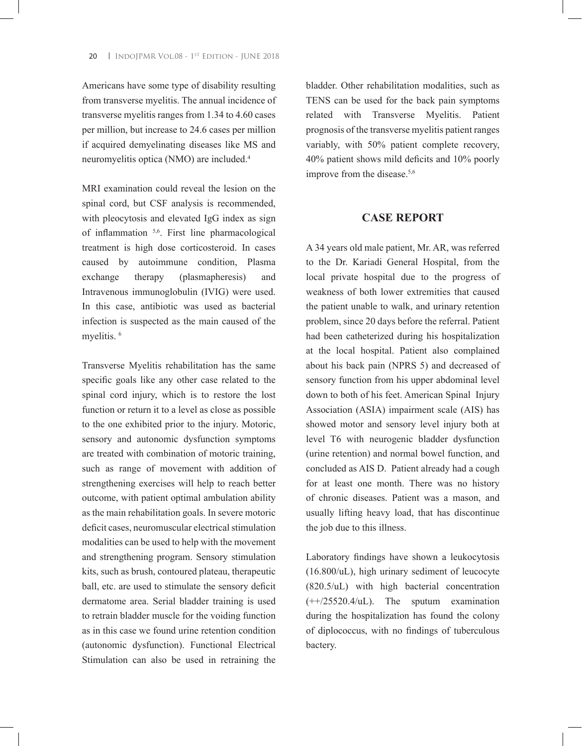Americans have some type of disability resulting from transverse myelitis. The annual incidence of transverse myelitis ranges from 1.34 to 4.60 cases per million, but increase to 24.6 cases per million if acquired demyelinating diseases like MS and neuromyelitis optica (NMO) are included.[4]

MRI examination could reveal the lesion on the spinal cord, but CSF analysis is recommended, with pleocytosis and elevated IgG index as sign of inflammation [5,6]. First line pharmacological treatment is high dose corticosteroid. In cases caused by autoimmune condition, Plasma exchange therapy (plasmapheresis) and Intravenous immunoglobulin (IVIG) were used. In this case, antibiotic was used as bacterial infection is suspected as the main caused of the myelitis. [6]

Transverse Myelitis rehabilitation has the same specific goals like any other case related to the spinal cord injury, which is to restore the lost function or return it to a level as close as possible to the one exhibited prior to the injury. Motoric, sensory and autonomic dysfunction symptoms are treated with combination of motoric training, such as range of movement with addition of strengthening exercises will help to reach better outcome, with patient optimal ambulation ability as the main rehabilitation goals. In severe motoric deficit cases, neuromuscular electrical stimulation modalities can be used to help with the movement and strengthening program. Sensory stimulation kits, such as brush, contoured plateau, therapeutic ball, etc. are used to stimulate the sensory deficit dermatome area. Serial bladder training is used to retrain bladder muscle for the voiding function as in this case we found urine retention condition (autonomic dysfunction). Functional Electrical Stimulation can also be used in retraining the bladder. Other rehabilitation modalities, such as TENS can be used for the back pain symptoms related with Transverse Myelitis. Patient prognosis of the transverse myelitis patient ranges variably, with 50% patient complete recovery, 40% patient shows mild deficits and 10% poorly improve from the disease.[5,6]

## CASE REPORT

A 34 years old male patient, Mr. AR, was referred to the Dr. Kariadi General Hospital, from the local private hospital due to the progress of weakness of both lower extremities that caused the patient unable to walk, and urinary retention problem, since 20 days before the referral. Patient had been catheterized during his hospitalization at the local hospital. Patient also complained about his back pain (NPRS 5) and decreased of sensory function from his upper abdominal level down to both of his feet. American Spinal Injury Association (ASIA) impairment scale (AIS) has showed motor and sensory level injury both at level T6 with neurogenic bladder dysfunction (urine retention) and normal bowel function, and concluded as AIS D. Patient already had a cough for at least one month. There was no history of chronic diseases. Patient was a mason, and usually lifting heavy load, that has discontinue the job due to this illness.

Laboratory findings have shown a leukocytosis (16.800/uL), high urinary sediment of leucocyte (820.5/uL) with high bacterial concentration (++/25520.4/uL). The sputum examination during the hospitalization has found the colony of diplococcus, with no findings of tuberculous bactery.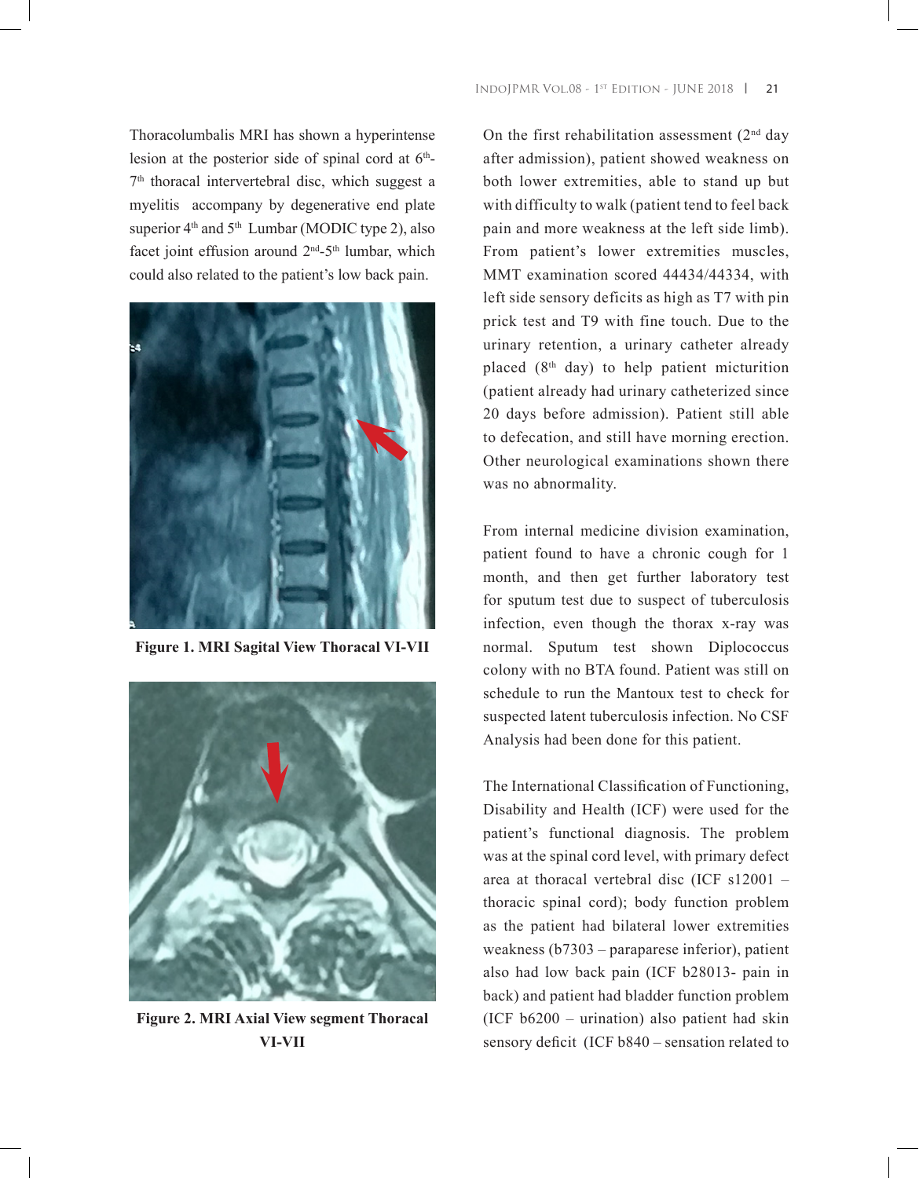Thoracolumbalis MRI has shown a hyperintense lesion at the posterior side of spinal cord at 6th-7th thoracal intervertebral disc, which suggest a myelitis accompany by degenerative end plate superior 4th and 5th Lumbar (MODIC type 2), also facet joint effusion around 2nd-5th lumbar, which could also related to the patient's low back pain.

**Figure 1. MRI Sagital View Thoracal VI-VII**

**Figure 2. MRI Axial View segment Thoracal VI-VII**

On the first rehabilitation assessment (2nd day after admission), patient showed weakness on both lower extremities, able to stand up but with difficulty to walk (patient tend to feel back pain and more weakness at the left side limb). From patient's lower extremities muscles, MMT examination scored 44434/44334, with left side sensory deficits as high as T7 with pin prick test and T9 with fine touch. Due to the urinary retention, a urinary catheter already placed (8th day) to help patient micturition (patient already had urinary catheterized since 20 days before admission). Patient still able to defecation, and still have morning erection. Other neurological examinations shown there was no abnormality.

From internal medicine division examination, patient found to have a chronic cough for 1 month, and then get further laboratory test for sputum test due to suspect of tuberculosis infection, even though the thorax x-ray was normal. Sputum test shown Diplococcus colony with no BTA found. Patient was still on schedule to run the Mantoux test to check for suspected latent tuberculosis infection. No CSF Analysis had been done for this patient.

The International Classification of Functioning, Disability and Health (ICF) were used for the patient's functional diagnosis. The problem was at the spinal cord level, with primary defect area at thoracal vertebral disc (ICF s12001 – thoracic spinal cord); body function problem as the patient had bilateral lower extremities weakness (b7303 – paraparese inferior), patient also had low back pain (ICF b28013- pain in back) and patient had bladder function problem (ICF b6200 – urination) also patient had skin sensory deficit (ICF b840 – sensation related to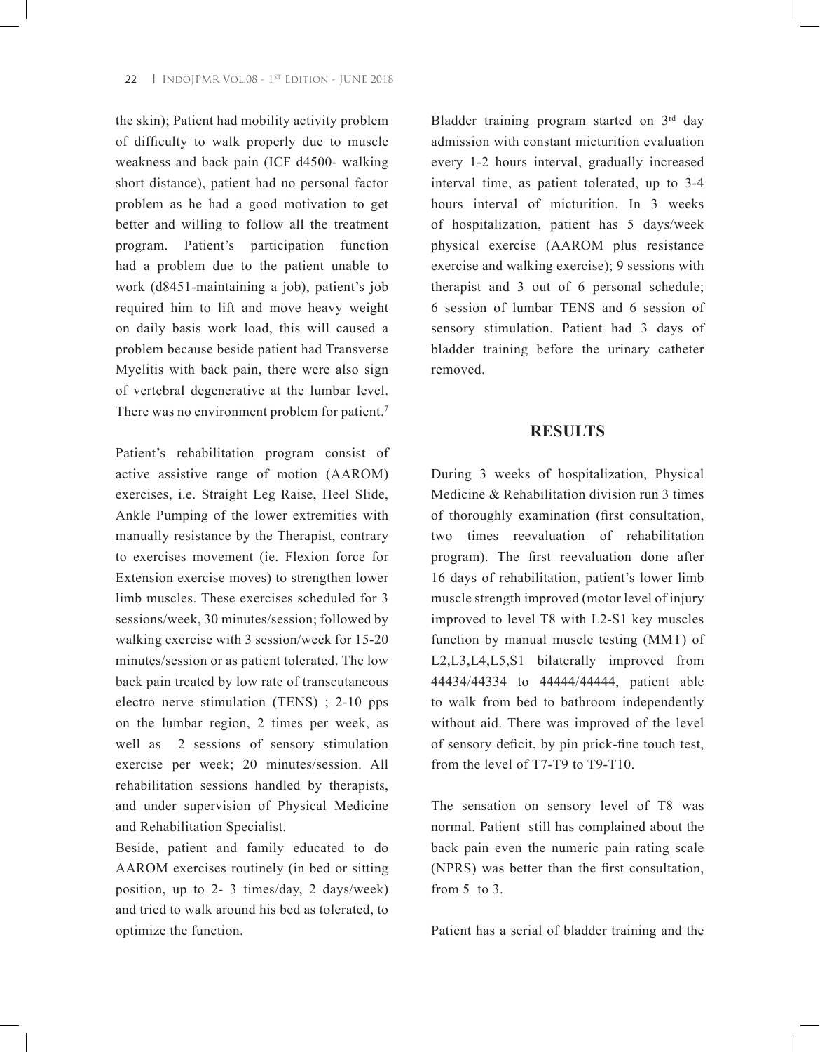the skin); Patient had mobility activity problem of difficulty to walk properly due to muscle weakness and back pain (ICF d4500- walking short distance), patient had no personal factor problem as he had a good motivation to get better and willing to follow all the treatment program. Patient's participation function had a problem due to the patient unable to work (d8451-maintaining a job), patient's job required him to lift and move heavy weight on daily basis work load, this will caused a problem because beside patient had Transverse Myelitis with back pain, there were also sign of vertebral degenerative at the lumbar level. There was no environment problem for patient.[7]

Patient's rehabilitation program consist of active assistive range of motion (AAROM) exercises, i.e. Straight Leg Raise, Heel Slide, Ankle Pumping of the lower extremities with manually resistance by the Therapist, contrary to exercises movement (ie. Flexion force for Extension exercise moves) to strengthen lower limb muscles. These exercises scheduled for 3 sessions/week, 30 minutes/session; followed by walking exercise with 3 session/week for 15-20 minutes/session or as patient tolerated. The low back pain treated by low rate of transcutaneous electro nerve stimulation (TENS) ; 2-10 pps on the lumbar region, 2 times per week, as well as 2 sessions of sensory stimulation exercise per week; 20 minutes/session. All rehabilitation sessions handled by therapists, and under supervision of Physical Medicine and Rehabilitation Specialist.

Beside, patient and family educated to do AAROM exercises routinely (in bed or sitting position, up to 2- 3 times/day, 2 days/week) and tried to walk around his bed as tolerated, to optimize the function.

Bladder training program started on 3rd day admission with constant micturition evaluation every 1-2 hours interval, gradually increased interval time, as patient tolerated, up to 3-4 hours interval of micturition. In 3 weeks of hospitalization, patient has 5 days/week physical exercise (AAROM plus resistance exercise and walking exercise); 9 sessions with therapist and 3 out of 6 personal schedule; 6 session of lumbar TENS and 6 session of sensory stimulation. Patient had 3 days of bladder training before the urinary catheter removed.

## RESULTS

During 3 weeks of hospitalization, Physical Medicine & Rehabilitation division run 3 times of thoroughly examination (first consultation, two times reevaluation of rehabilitation program). The first reevaluation done after 16 days of rehabilitation, patient's lower limb muscle strength improved (motor level of injury improved to level T8 with L2-S1 key muscles function by manual muscle testing (MMT) of L2,L3,L4,L5,S1 bilaterally improved from 44434/44334 to 44444/44444, patient able to walk from bed to bathroom independently without aid. There was improved of the level of sensory deficit, by pin prick-fine touch test, from the level of T7-T9 to T9-T10.

The sensation on sensory level of T8 was normal. Patient still has complained about the back pain even the numeric pain rating scale (NPRS) was better than the first consultation, from 5 to 3.

Patient has a serial of bladder training and the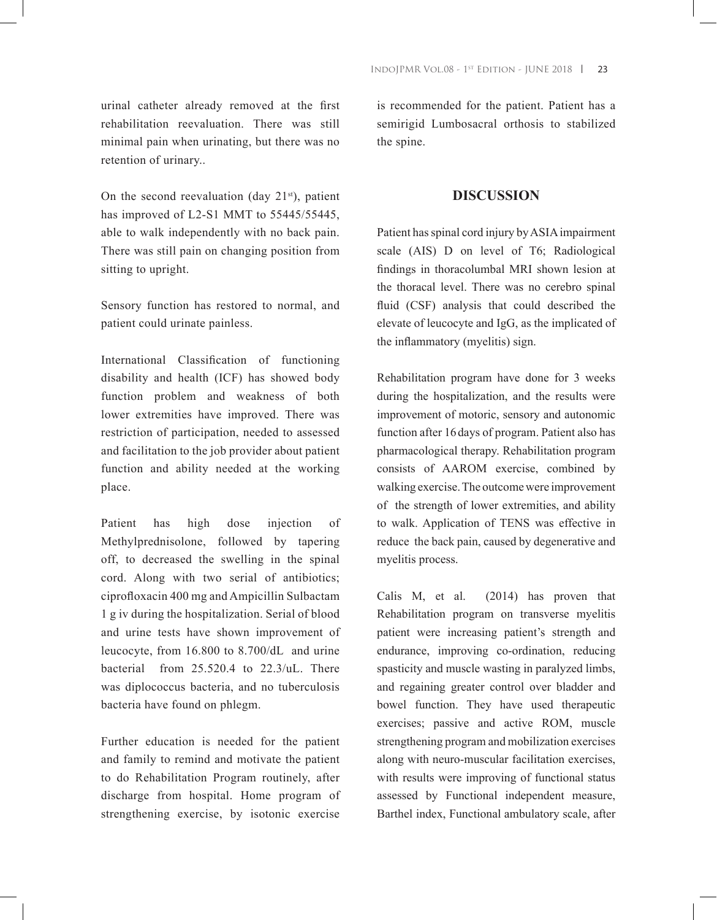urinal catheter already removed at the first rehabilitation reevaluation. There was still minimal pain when urinating, but there was no retention of urinary..

On the second reevaluation (day 21st), patient has improved of L2-S1 MMT to 55445/55445, able to walk independently with no back pain. There was still pain on changing position from sitting to upright.

Sensory function has restored to normal, and patient could urinate painless.

International Classification of functioning disability and health (ICF) has showed body function problem and weakness of both lower extremities have improved. There was restriction of participation, needed to assessed and facilitation to the job provider about patient function and ability needed at the working place.

Patient has high dose injection of Methylprednisolone, followed by tapering off, to decreased the swelling in the spinal cord. Along with two serial of antibiotics; ciprofloxacin 400 mg and Ampicillin Sulbactam 1 g iv during the hospitalization. Serial of blood and urine tests have shown improvement of leucocyte, from 16.800 to 8.700/dL and urine bacterial from 25.520.4 to 22.3/uL. There was diplococcus bacteria, and no tuberculosis bacteria have found on phlegm.

Further education is needed for the patient and family to remind and motivate the patient to do Rehabilitation Program routinely, after discharge from hospital. Home program of strengthening exercise, by isotonic exercise is recommended for the patient. Patient has a semirigid Lumbosacral orthosis to stabilized the spine.

## DISCUSSION

Patient has spinal cord injury by ASIA impairment scale (AIS) D on level of T6; Radiological findings in thoracolumbal MRI shown lesion at the thoracal level. There was no cerebro spinal fluid (CSF) analysis that could described the elevate of leucocyte and IgG, as the implicated of the inflammatory (myelitis) sign.

Rehabilitation program have done for 3 weeks during the hospitalization, and the results were improvement of motoric, sensory and autonomic function after 16 days of program. Patient also has pharmacological therapy. Rehabilitation program consists of AAROM exercise, combined by walking exercise. The outcome were improvement of the strength of lower extremities, and ability to walk. Application of TENS was effective in reduce the back pain, caused by degenerative and myelitis process.

Calis M, et al. (2014) has proven that Rehabilitation program on transverse myelitis patient were increasing patient's strength and endurance, improving co-ordination, reducing spasticity and muscle wasting in paralyzed limbs, and regaining greater control over bladder and bowel function. They have used therapeutic exercises; passive and active ROM, muscle strengthening program and mobilization exercises along with neuro-muscular facilitation exercises, with results were improving of functional status assessed by Functional independent measure, Barthel index, Functional ambulatory scale, after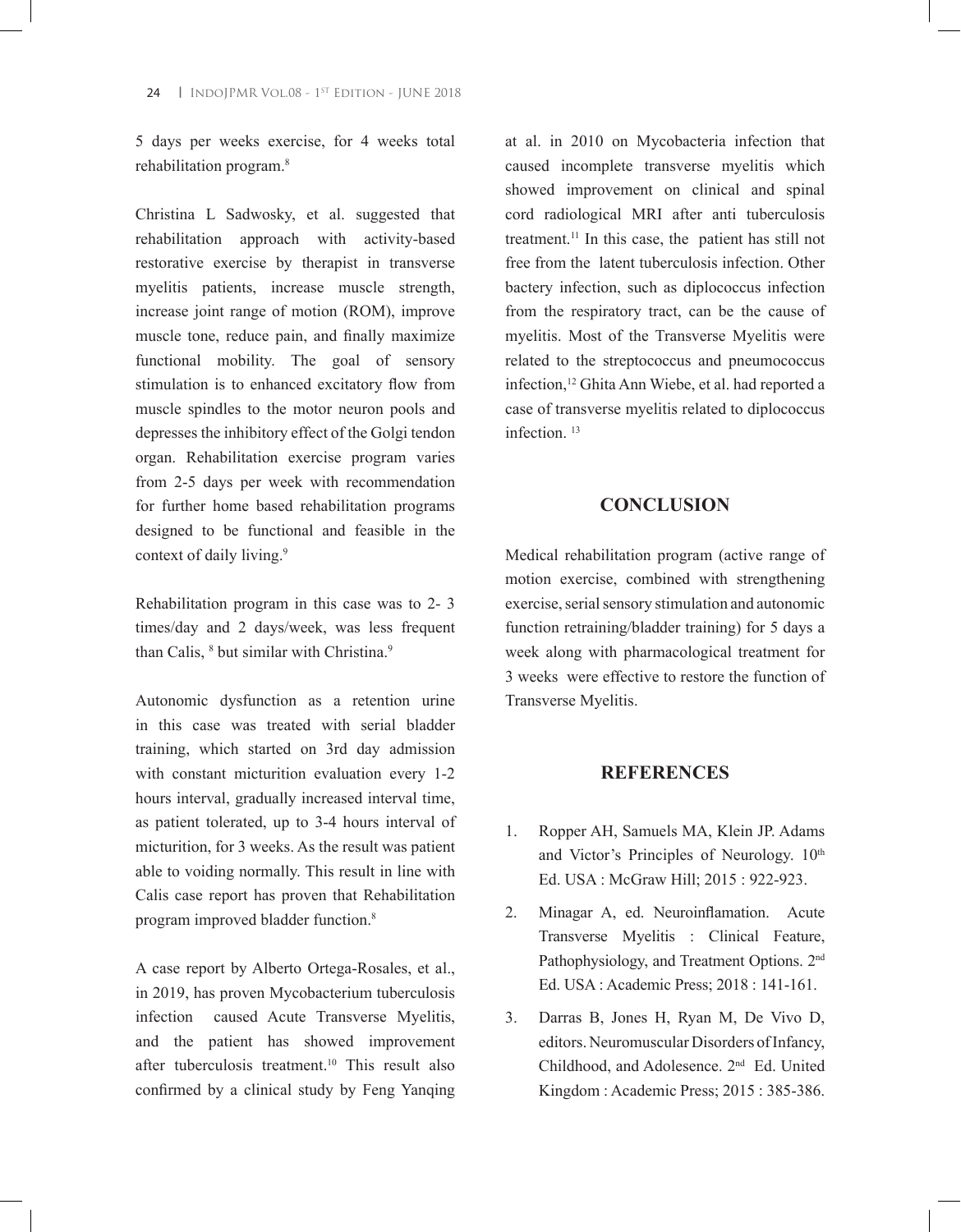5 days per weeks exercise, for 4 weeks total rehabilitation program.[8]

Christina L Sadwosky, et al. suggested that rehabilitation approach with activity-based restorative exercise by therapist in transverse myelitis patients, increase muscle strength, increase joint range of motion (ROM), improve muscle tone, reduce pain, and finally maximize functional mobility. The goal of sensory stimulation is to enhanced excitatory flow from muscle spindles to the motor neuron pools and depresses the inhibitory effect of the Golgi tendon organ. Rehabilitation exercise program varies from 2-5 days per week with recommendation for further home based rehabilitation programs designed to be functional and feasible in the context of daily living.[9]

Rehabilitation program in this case was to 2- 3 times/day and 2 days/week, was less frequent than Calis, [8] but similar with Christina.[9]

Autonomic dysfunction as a retention urine in this case was treated with serial bladder training, which started on 3rd day admission with constant micturition evaluation every 1-2 hours interval, gradually increased interval time, as patient tolerated, up to 3-4 hours interval of micturition, for 3 weeks. As the result was patient able to voiding normally. This result in line with Calis case report has proven that Rehabilitation program improved bladder function.[8]

A case report by Alberto Ortega-Rosales, et al., in 2019, has proven Mycobacterium tuberculosis infection caused Acute Transverse Myelitis, and the patient has showed improvement after tuberculosis treatment.[10] This result also confirmed by a clinical study by Feng Yanqing at al. in 2010 on Mycobacteria infection that caused incomplete transverse myelitis which showed improvement on clinical and spinal cord radiological MRI after anti tuberculosis treatment.[11] In this case, the patient has still not free from the latent tuberculosis infection. Other bactery infection, such as diplococcus infection from the respiratory tract, can be the cause of myelitis. Most of the Transverse Myelitis were related to the streptococcus and pneumococcus infection,[12] Ghita Ann Wiebe, et al. had reported a case of transverse myelitis related to diplococcus infection. [13]

## CONCLUSION

Medical rehabilitation program (active range of motion exercise, combined with strengthening exercise, serial sensory stimulation and autonomic function retraining/bladder training) for 5 days a week along with pharmacological treatment for 3 weeks were effective to restore the function of Transverse Myelitis.

## REFERENCES

1. Ropper AH, Samuels MA, Klein JP. Adams and Victor's Principles of Neurology. 10th Ed. USA : McGraw Hill; 2015 : 922-923.
2. Minagar A, ed. Neuroinflamation. Acute Transverse Myelitis : Clinical Feature, Pathophysiology, and Treatment Options. 2nd Ed. USA : Academic Press; 2018 : 141-161.
3. Darras B, Jones H, Ryan M, De Vivo D, editors. Neuromuscular Disorders of Infancy, Childhood, and Adolesence. 2nd Ed. United Kingdom : Academic Press; 2015 : 385-386.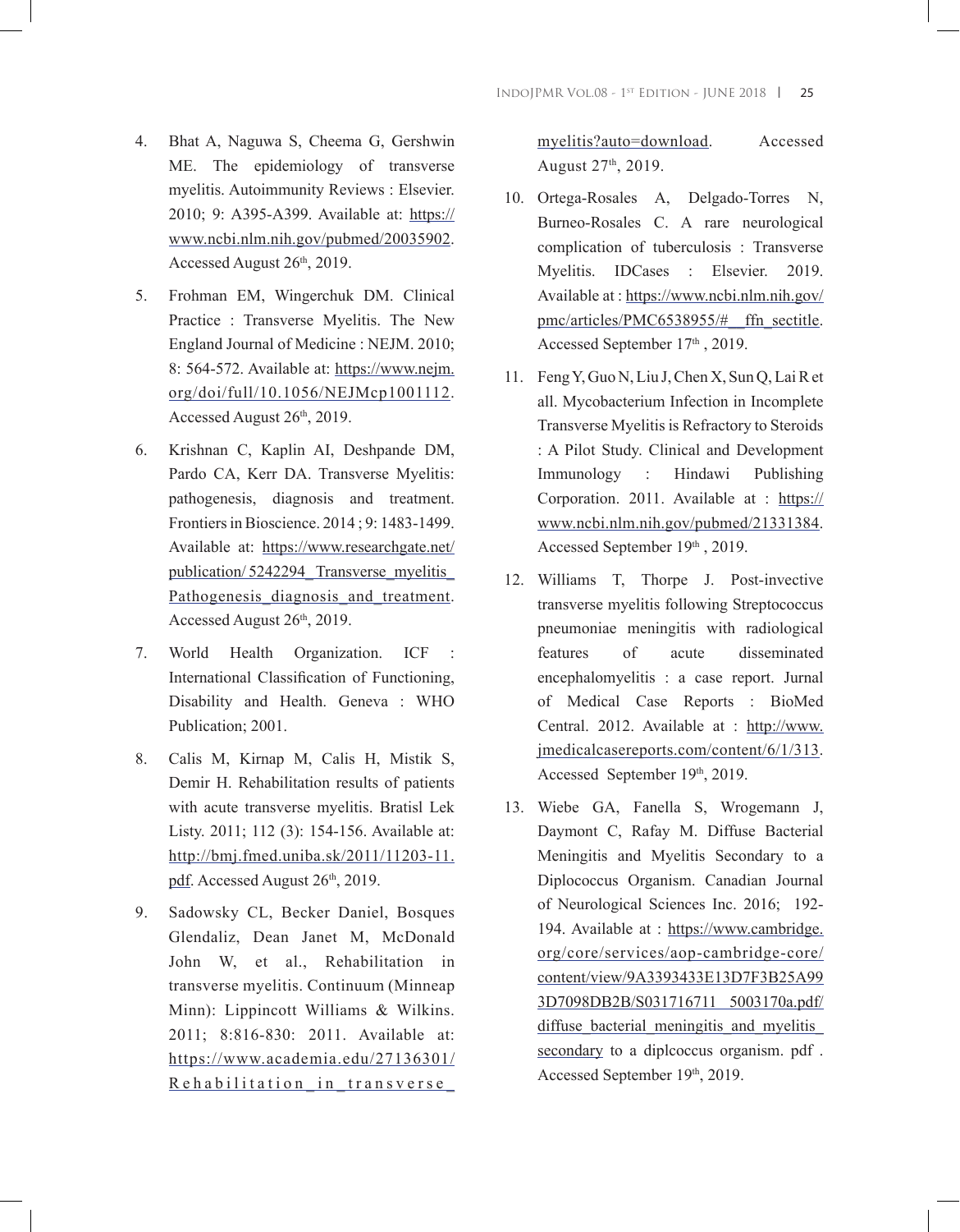4. Bhat A, Naguwa S, Cheema G, Gershwin ME. The epidemiology of transverse myelitis. Autoimmunity Reviews : Elsevier. 2010; 9: A395-A399. Available at: https://www.ncbi.nlm.nih.gov/pubmed/20035902. Accessed August 26th, 2019.

5. Frohman EM, Wingerchuk DM. Clinical Practice : Transverse Myelitis. The New England Journal of Medicine : NEJM. 2010; 8: 564-572. Available at: https://www.nejm.org/doi/full/10.1056/NEJMcp1001112. Accessed August 26th, 2019.

6. Krishnan C, Kaplin AI, Deshpande DM, Pardo CA, Kerr DA. Transverse Myelitis: pathogenesis, diagnosis and treatment. Frontiers in Bioscience. 2014 ; 9: 1483-1499. Available at: https://www.researchgate.net/publication/ 5242294_Transverse_myelitis_Pathogenesis_diagnosis_and_treatment. Accessed August 26th, 2019.

7. World Health Organization. ICF : International Classification of Functioning, Disability and Health. Geneva : WHO Publication; 2001.

8. Calis M, Kirnap M, Calis H, Mistik S, Demir H. Rehabilitation results of patients with acute transverse myelitis. Bratisl Lek Listy. 2011; 112 (3): 154-156. Available at: http://bmj.fmed.uniba.sk/2011/11203-11.pdf. Accessed August 26th, 2019.

9. Sadowsky CL, Becker Daniel, Bosques Glendaliz, Dean Janet M, McDonald John W, et al., Rehabilitation in transverse myelitis. Continuum (Minneap Minn): Lippincott Williams & Wilkins. 2011; 8:816-830: 2011. Available at: https://www.academia.edu/27136301/Rehabilitation_in_transverse_myelitis?auto=download. Accessed August 27th, 2019.

10. Ortega-Rosales A, Delgado-Torres N, Burneo-Rosales C. A rare neurological complication of tuberculosis : Transverse Myelitis. IDCases : Elsevier. 2019. Available at : https://www.ncbi.nlm.nih.gov/pmc/articles/PMC6538955/#__ffn_sectitle. Accessed September 17th , 2019.

11. Feng Y, Guo N, Liu J, Chen X, Sun Q, Lai R et all. Mycobacterium Infection in Incomplete Transverse Myelitis is Refractory to Steroids : A Pilot Study. Clinical and Development Immunology : Hindawi Publishing Corporation. 2011. Available at : https://www.ncbi.nlm.nih.gov/pubmed/21331384. Accessed September 19th , 2019.

12. Williams T, Thorpe J. Post-invective transverse myelitis following Streptococcus pneumoniae meningitis with radiological features of acute disseminated encephalomyelitis : a case report. Jurnal of Medical Case Reports : BioMed Central. 2012. Available at : http://www.jmedicalcasereports.com/content/6/1/313. Accessed September 19th, 2019.

13. Wiebe GA, Fanella S, Wrogemann J, Daymont C, Rafay M. Diffuse Bacterial Meningitis and Myelitis Secondary to a Diplococcus Organism. Canadian Journal of Neurological Sciences Inc. 2016; 192-194. Available at : https://www.cambridge.org/core/services/aop-cambridge-core/content/view/9A3393433E13D7F3B25A993D7098DB2B/S031716711 5003170a.pdf/diffuse_bacterial_meningitis_and_myelitis_secondary to a diplcoccus organism. pdf . Accessed September 19th, 2019.